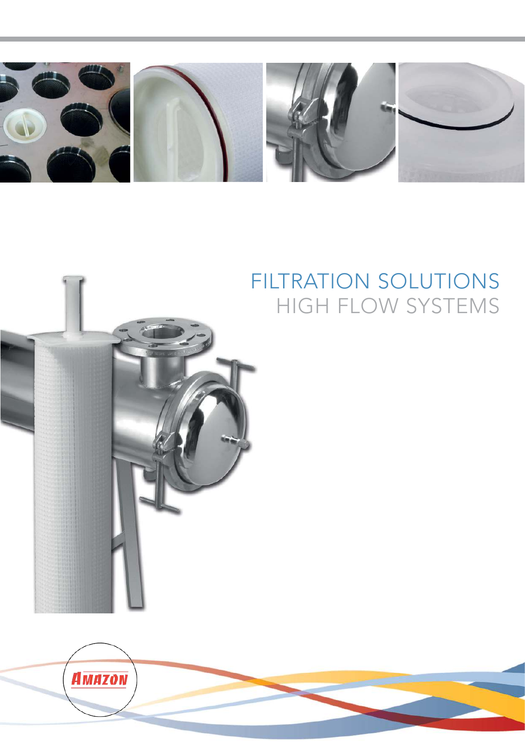# FILTRATION SOLUTIONS

## HIGH FLOW SYSTEMS

AMAZON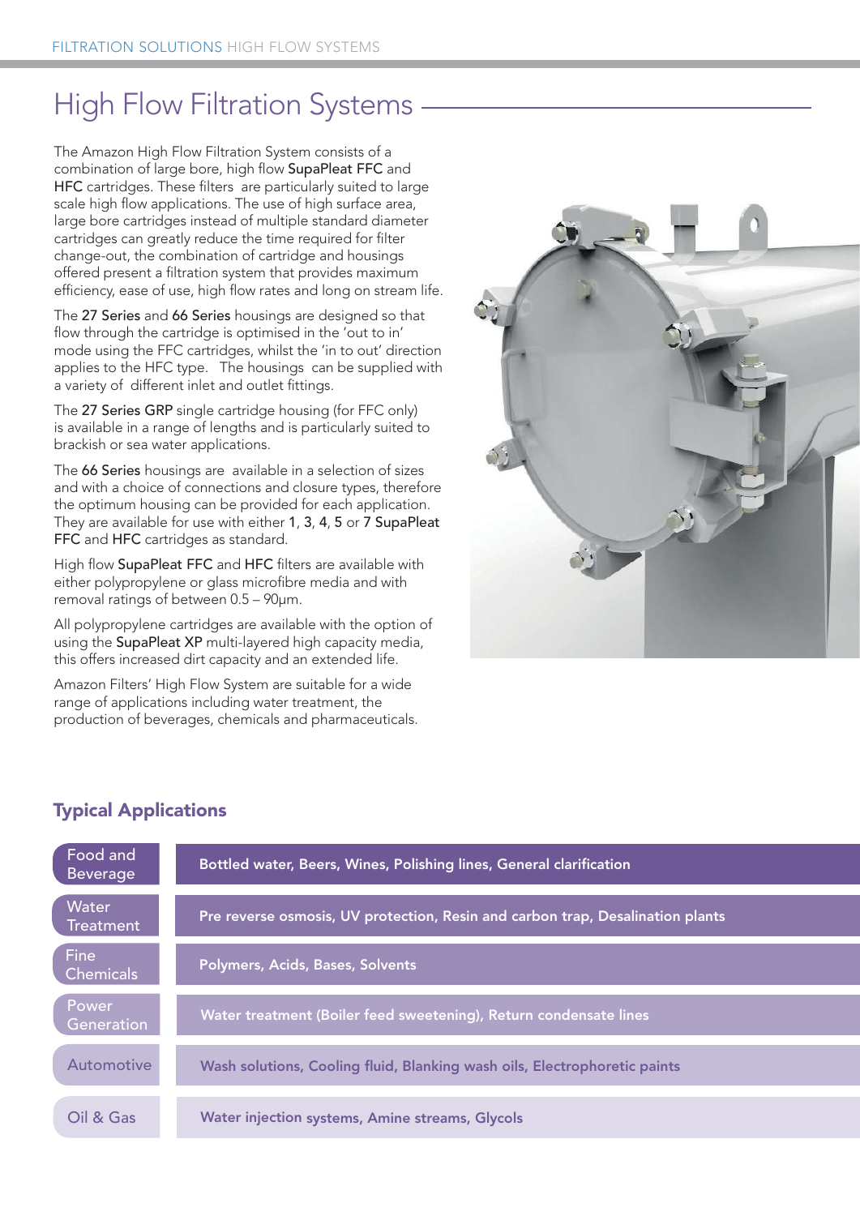# High Flow Filtration Systems

The Amazon High Flow Filtration System consists of a combination of large bore, high flow **SupaPleat FFC** and **HFC** cartridges. These filters are particularly suited to large scale high flow applications. The use of high surface area, large bore cartridges instead of multiple standard diameter cartridges can greatly reduce the time required for filter change-out, the combination of cartridge and housings offered present a filtration system that provides maximum efficiency, ease of use, high flow rates and long on stream life.

The **27 Series** and **66 Series** housings are designed so that flow through the cartridge is optimised in the 'out to in' mode using the FFC cartridges, whilst the 'in to out' direction applies to the HFC type. The housings can be supplied with a variety of different inlet and outlet fittings.

The **27 Series GRP** single cartridge housing (for FFC only) is available in a range of lengths and is particularly suited to brackish or sea water applications.

The **66 Series** housings are available in a selection of sizes and with a choice of connections and closure types, therefore the optimum housing can be provided for each application. They are available for use with either **1**, **3**, **4**, **5** or **7 SupaPleat FFC** and **HFC** cartridges as standard.

High flow **SupaPleat FFC** and **HFC** filters are available with either polypropylene or glass microfibre media and with removal ratings of between 0.5 – 90µm.

All polypropylene cartridges are available with the option of using the **SupaPleat XP** multi-layered high capacity media, this offers increased dirt capacity and an extended life.

Amazon Filters' High Flow System are suitable for a wide range of applications including water treatment, the production of beverages, chemicals and pharmaceuticals.

## Typical Applications

| Industry | Applications |
|---|---|
| Food and Beverage | **Bottled water, Beers, Wines, Polishing lines, General clarification** |
| Water Treatment | **Pre reverse osmosis, UV protection, Resin and carbon trap, Desalination plants** |
| Fine Chemicals | **Polymers, Acids, Bases, Solvents** |
| Power Generation | **Water treatment (Boiler feed sweetening), Return condensate lines** |
| Automotive | **Wash solutions, Cooling fluid, Blanking wash oils, Electrophoretic paints** |
| Oil & Gas | **Water injection systems, Amine streams, Glycols** |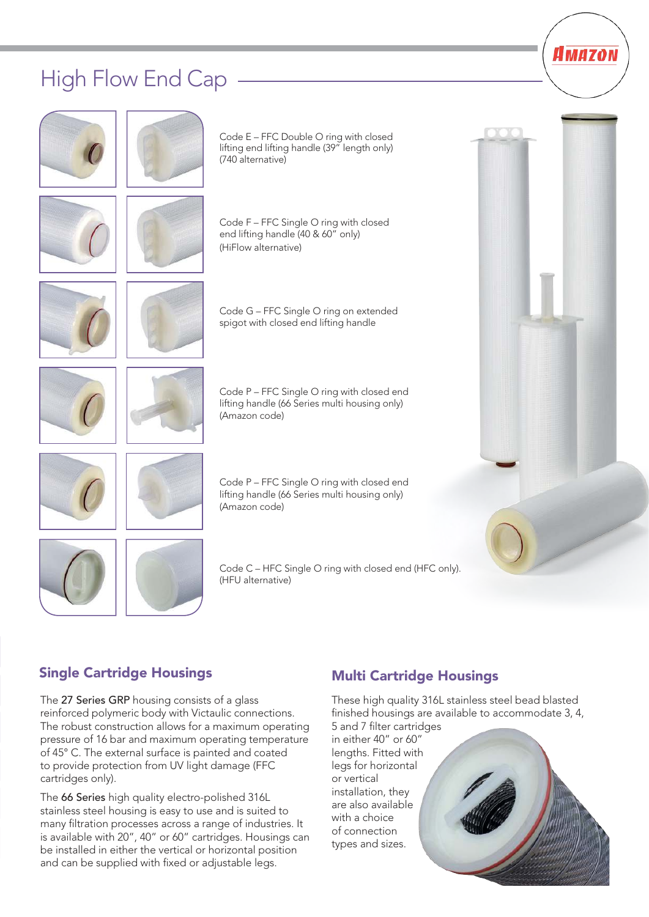# High Flow End Cap

Code E – FFC Double O ring with closed lifting end lifting handle (39" length only) (740 alternative)

Code F – FFC Single O ring with closed end lifting handle (40 & 60" only) (HiFlow alternative)

Code G – FFC Single O ring on extended spigot with closed end lifting handle

Code P – FFC Single O ring with closed end lifting handle (66 Series multi housing only) (Amazon code)

Code P – FFC Single O ring with closed end lifting handle (66 Series multi housing only) (Amazon code)

Code C – HFC Single O ring with closed end (HFC only). (HFU alternative)

## Single Cartridge Housings

The **27 Series GRP** housing consists of a glass reinforced polymeric body with Victaulic connections. The robust construction allows for a maximum operating pressure of 16 bar and maximum operating temperature of 45° C. The external surface is painted and coated to provide protection from UV light damage (FFC cartridges only).

The **66 Series** high quality electro-polished 316L stainless steel housing is easy to use and is suited to many filtration processes across a range of industries. It is available with 20", 40" or 60" cartridges. Housings can be installed in either the vertical or horizontal position and can be supplied with fixed or adjustable legs.

## Multi Cartridge Housings

These high quality 316L stainless steel bead blasted finished housings are available to accommodate 3, 4, 5 and 7 filter cartridges in either 40" or 60" lengths. Fitted with legs for horizontal or vertical installation, they are also available with a choice of connection types and sizes.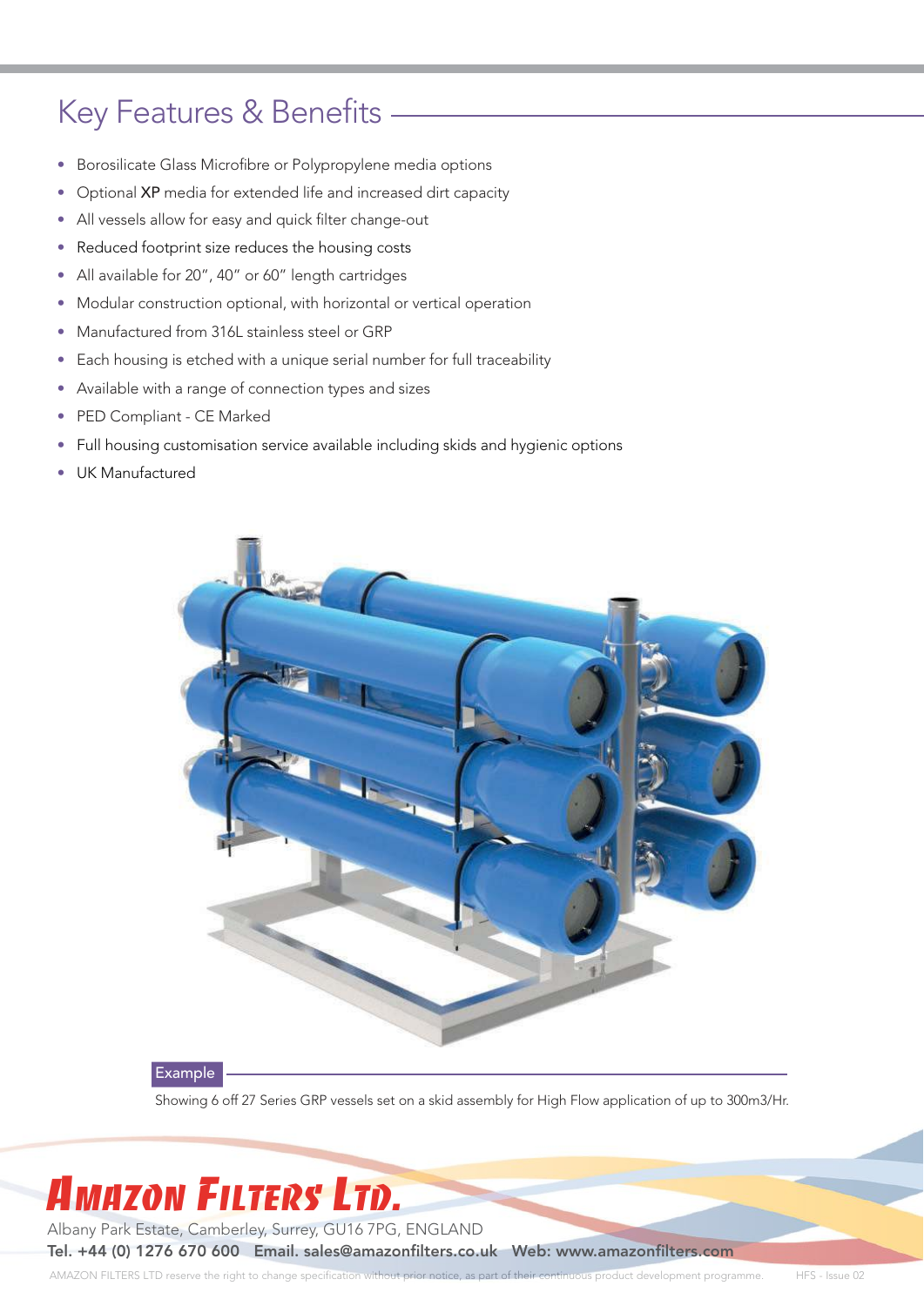# Key Features & Benefits

- Borosilicate Glass Microfibre or Polypropylene media options
- Optional **XP** media for extended life and increased dirt capacity
- All vessels allow for easy and quick filter change-out
- Reduced footprint size reduces the housing costs
- All available for 20", 40" or 60" length cartridges
- Modular construction optional, with horizontal or vertical operation
- Manufactured from 316L stainless steel or GRP
- Each housing is etched with a unique serial number for full traceability
- Available with a range of connection types and sizes
- PED Compliant - CE Marked
- Full housing customisation service available including skids and hygienic options
- UK Manufactured

Example

Showing 6 off 27 Series GRP vessels set on a skid assembly for High Flow application of up to 300m3/Hr.

**AMAZON FILTERS LTD.**

Albany Park Estate, Camberley, Surrey, GU16 7PG, ENGLAND

**Tel. +44 (0) 1276 670 600 Email. sales@amazonfilters.co.uk Web: www.amazonfilters.com**

AMAZON FILTERS LTD reserve the right to change specification without prior notice, as part of their continuous product development programme. HFS - Issue 02